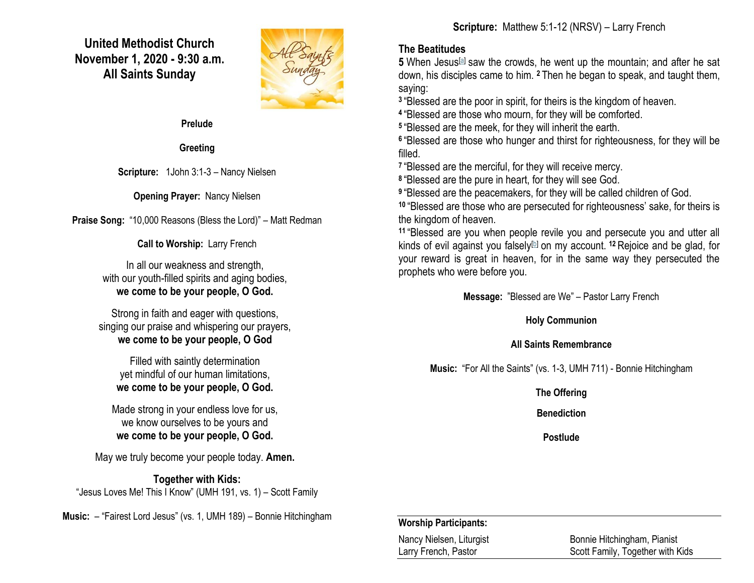# United Methodist Church
## November 1, 2020 - 9:30 a.m.
## All Saints Sunday

**Prelude**

**Greeting**

**Scripture:** 1John 3:1-3 – Nancy Nielsen

**Opening Prayer:** Nancy Nielsen

**Praise Song:** "10,000 Reasons (Bless the Lord)" – Matt Redman

**Call to Worship:** Larry French

In all our weakness and strength,
with our youth-filled spirits and aging bodies,
**we come to be your people, O God.**

Strong in faith and eager with questions,
singing our praise and whispering our prayers,
**we come to be your people, O God**

Filled with saintly determination
yet mindful of our human limitations,
**we come to be your people, O God.**

Made strong in your endless love for us,
we know ourselves to be yours and
**we come to be your people, O God.**

May we truly become your people today. **Amen.**

**Together with Kids:**
"Jesus Loves Me! This I Know" (UMH 191, vs. 1) – Scott Family

**Music:** – "Fairest Lord Jesus" (vs. 1, UMH 189) – Bonnie Hitchingham

**Scripture:** Matthew 5:1-12 (NRSV) – Larry French

**The Beatitudes**

**5** When Jesus[a] saw the crowds, he went up the mountain; and after he sat down, his disciples came to him. **2** Then he began to speak, and taught them, saying:
**3** "Blessed are the poor in spirit, for theirs is the kingdom of heaven.
**4** "Blessed are those who mourn, for they will be comforted.
**5** "Blessed are the meek, for they will inherit the earth.
**6** "Blessed are those who hunger and thirst for righteousness, for they will be filled.
**7** "Blessed are the merciful, for they will receive mercy.
**8** "Blessed are the pure in heart, for they will see God.
**9** "Blessed are the peacemakers, for they will be called children of God.
**10** "Blessed are those who are persecuted for righteousness' sake, for theirs is the kingdom of heaven.
**11** "Blessed are you when people revile you and persecute you and utter all kinds of evil against you falsely[b] on my account. **12** Rejoice and be glad, for your reward is great in heaven, for in the same way they persecuted the prophets who were before you.

**Message:** "Blessed are We" – Pastor Larry French

**Holy Communion**

**All Saints Remembrance**

**Music:** "For All the Saints" (vs. 1-3, UMH 711) - Bonnie Hitchingham

**The Offering**

**Benediction**

**Postlude**

---

**Worship Participants:**

| | |
|---|---|
| Nancy Nielsen, Liturgist | Bonnie Hitchingham, Pianist |
| Larry French, Pastor | Scott Family, Together with Kids |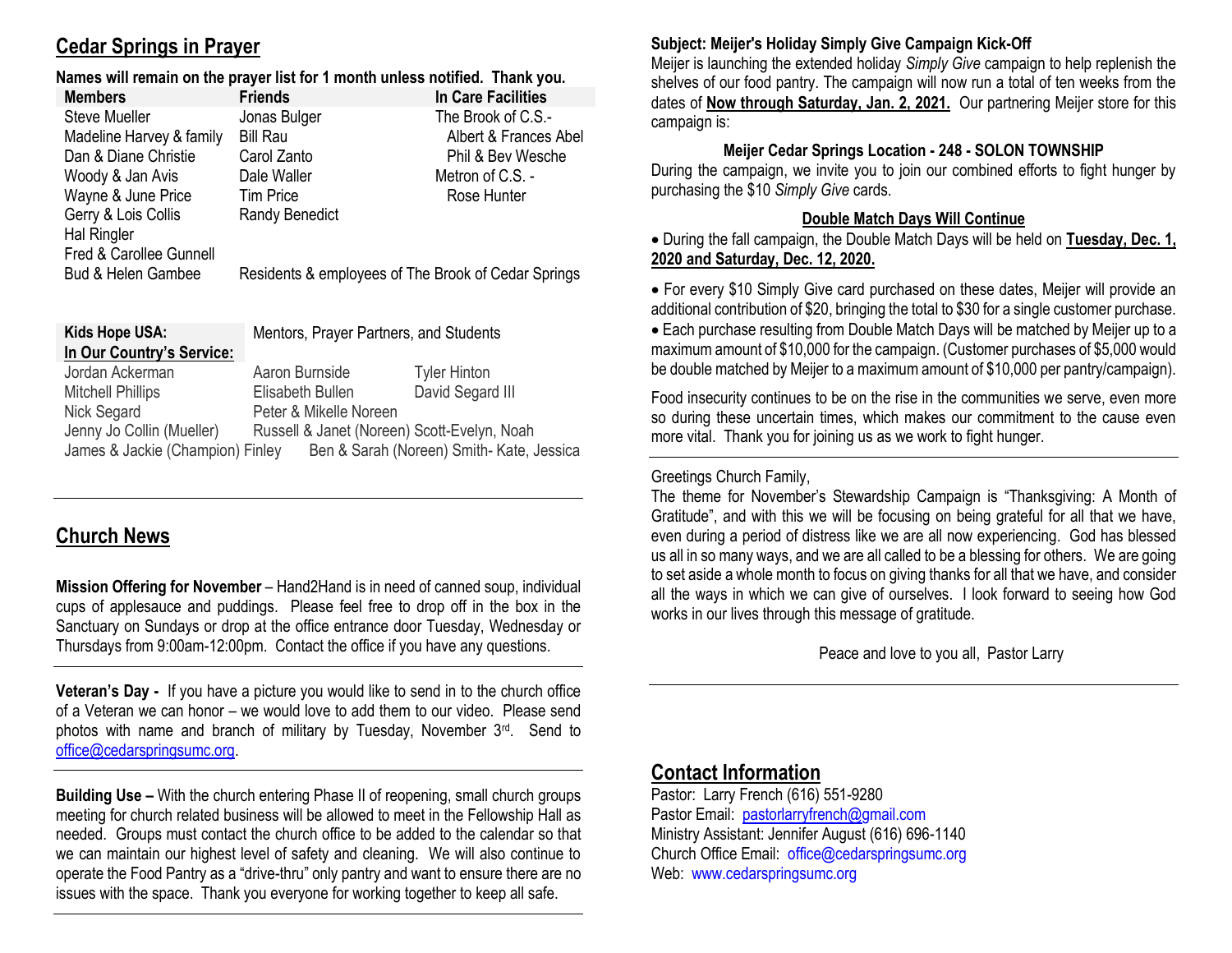## Cedar Springs in Prayer

**Names will remain on the prayer list for 1 month unless notified. Thank you.**

| Members | Friends | In Care Facilities |
|---|---|---|
| Steve Mueller | Jonas Bulger | The Brook of C.S.- |
| Madeline Harvey & family | Bill Rau | Albert & Frances Abel |
| Dan & Diane Christie | Carol Zanto | Phil & Bev Wesche |
| Woody & Jan Avis | Dale Waller | Metron of C.S. - |
| Wayne & June Price | Tim Price | Rose Hunter |
| Gerry & Lois Collis | Randy Benedict | |
| Hal Ringler | | |
| Fred & Carollee Gunnell | | |
| Bud & Helen Gambee | Residents & employees of The Brook of Cedar Springs | |

**Kids Hope USA:** Mentors, Prayer Partners, and Students

**In Our Country's Service:**

| | | |
|---|---|---|
| Jordan Ackerman | Aaron Burnside | Tyler Hinton |
| Mitchell Phillips | Elisabeth Bullen | David Segard III |
| Nick Segard | Peter & Mikelle Noreen | |
| Jenny Jo Collin (Mueller) | Russell & Janet (Noreen) Scott-Evelyn, Noah | |
| James & Jackie (Champion) Finley | Ben & Sarah (Noreen) Smith- Kate, Jessica | |

## Church News

**Mission Offering for November** – Hand2Hand is in need of canned soup, individual cups of applesauce and puddings. Please feel free to drop off in the box in the Sanctuary on Sundays or drop at the office entrance door Tuesday, Wednesday or Thursdays from 9:00am-12:00pm. Contact the office if you have any questions.

**Veteran's Day -** If you have a picture you would like to send in to the church office of a Veteran we can honor – we would love to add them to our video. Please send photos with name and branch of military by Tuesday, November 3rd. Send to office@cedarspringsumc.org.

**Building Use –** With the church entering Phase II of reopening, small church groups meeting for church related business will be allowed to meet in the Fellowship Hall as needed. Groups must contact the church office to be added to the calendar so that we can maintain our highest level of safety and cleaning. We will also continue to operate the Food Pantry as a "drive-thru" only pantry and want to ensure there are no issues with the space. Thank you everyone for working together to keep all safe.

**Subject: Meijer's Holiday Simply Give Campaign Kick-Off**

Meijer is launching the extended holiday *Simply Give* campaign to help replenish the shelves of our food pantry. The campaign will now run a total of ten weeks from the dates of **Now through Saturday, Jan. 2, 2021.** Our partnering Meijer store for this campaign is:

**Meijer Cedar Springs Location - 248 - SOLON TOWNSHIP**

During the campaign, we invite you to join our combined efforts to fight hunger by purchasing the $10 *Simply Give* cards.

**Double Match Days Will Continue**

- During the fall campaign, the Double Match Days will be held on **Tuesday, Dec. 1, 2020 and Saturday, Dec. 12, 2020.**

- For every $10 Simply Give card purchased on these dates, Meijer will provide an additional contribution of $20, bringing the total to $30 for a single customer purchase.
- Each purchase resulting from Double Match Days will be matched by Meijer up to a maximum amount of $10,000 for the campaign. (Customer purchases of $5,000 would be double matched by Meijer to a maximum amount of $10,000 per pantry/campaign).

Food insecurity continues to be on the rise in the communities we serve, even more so during these uncertain times, which makes our commitment to the cause even more vital. Thank you for joining us as we work to fight hunger.

Greetings Church Family,

The theme for November's Stewardship Campaign is "Thanksgiving: A Month of Gratitude", and with this we will be focusing on being grateful for all that we have, even during a period of distress like we are all now experiencing. God has blessed us all in so many ways, and we are all called to be a blessing for others. We are going to set aside a whole month to focus on giving thanks for all that we have, and consider all the ways in which we can give of ourselves. I look forward to seeing how God works in our lives through this message of gratitude.

Peace and love to you all, Pastor Larry

## Contact Information

Pastor: Larry French (616) 551-9280
Pastor Email: pastorlarryfrench@gmail.com
Ministry Assistant: Jennifer August (616) 696-1140
Church Office Email: office@cedarspringsumc.org
Web: www.cedarspringsumc.org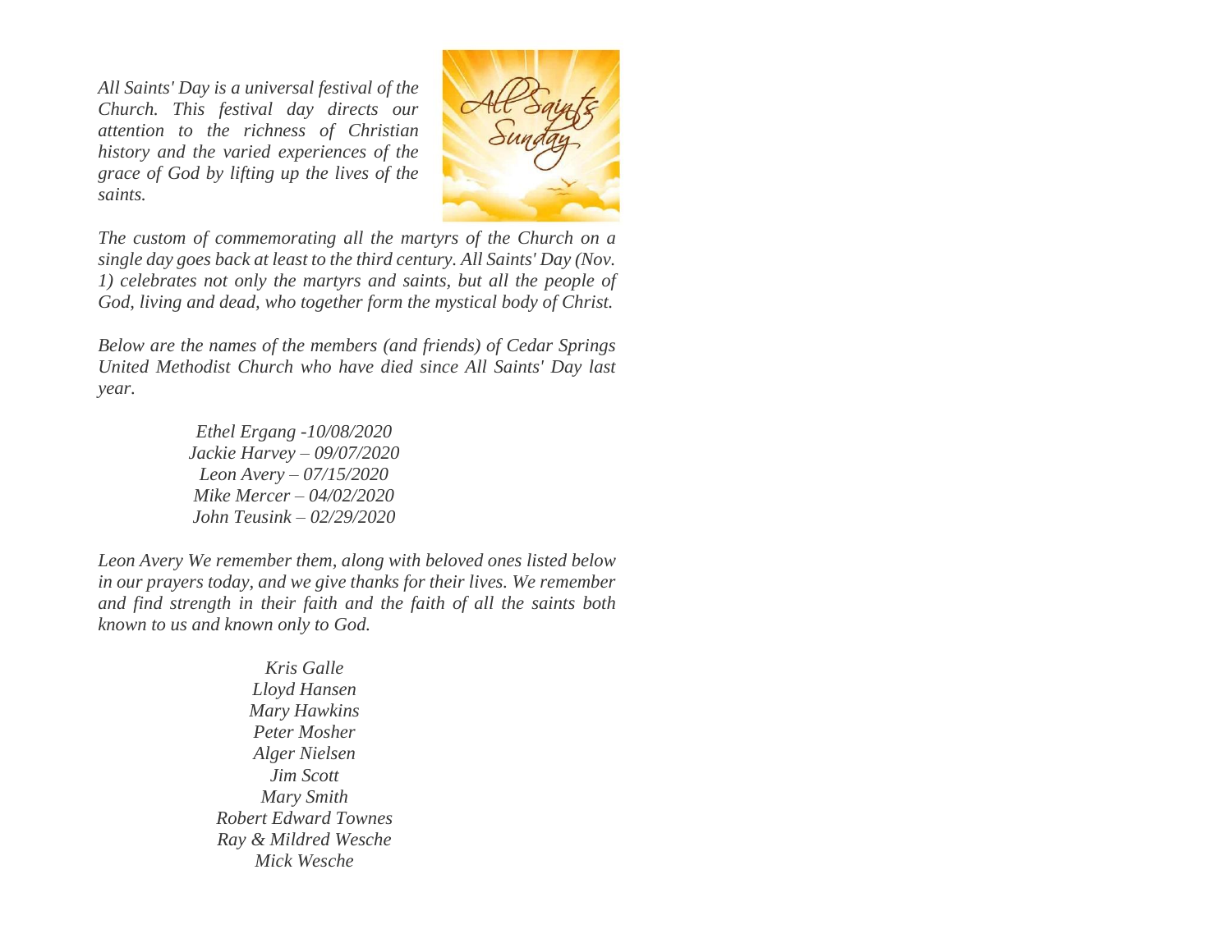*All Saints' Day is a universal festival of the Church. This festival day directs our attention to the richness of Christian history and the varied experiences of the grace of God by lifting up the lives of the saints.*

*The custom of commemorating all the martyrs of the Church on a single day goes back at least to the third century. All Saints' Day (Nov. 1) celebrates not only the martyrs and saints, but all the people of God, living and dead, who together form the mystical body of Christ.*

*Below are the names of the members (and friends) of Cedar Springs United Methodist Church who have died since All Saints' Day last year.*

*Ethel Ergang -10/08/2020*
*Jackie Harvey – 09/07/2020*
*Leon Avery – 07/15/2020*
*Mike Mercer – 04/02/2020*
*John Teusink – 02/29/2020*

*Leon Avery We remember them, along with beloved ones listed below in our prayers today, and we give thanks for their lives. We remember and find strength in their faith and the faith of all the saints both known to us and known only to God.*

*Kris Galle*
*Lloyd Hansen*
*Mary Hawkins*
*Peter Mosher*
*Alger Nielsen*
*Jim Scott*
*Mary Smith*
*Robert Edward Townes*
*Ray & Mildred Wesche*
*Mick Wesche*